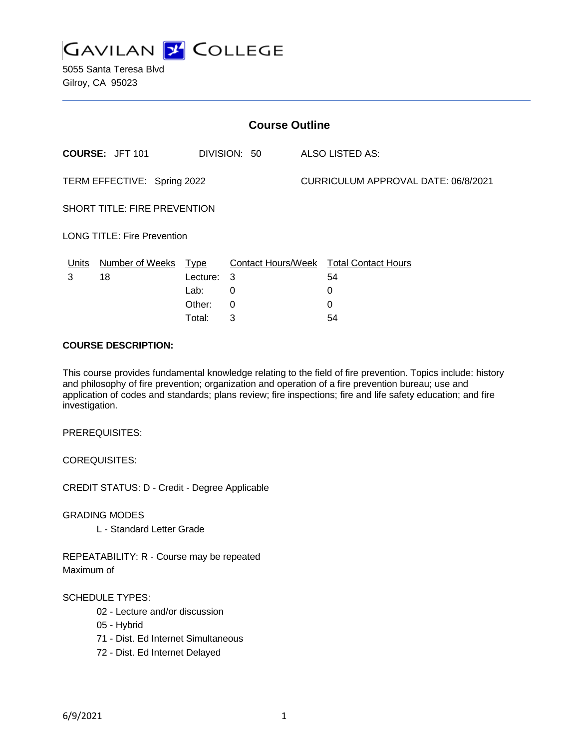# GAVILAN COLLEGE

5055 Santa Teresa Blvd
Gilroy, CA 95023

## Course Outline

**COURSE:** JFT 101 DIVISION: 50 ALSO LISTED AS:

TERM EFFECTIVE: Spring 2022 CURRICULUM APPROVAL DATE: 06/8/2021

SHORT TITLE: FIRE PREVENTION

LONG TITLE: Fire Prevention

| Units | Number of Weeks | Type | Contact Hours/Week | Total Contact Hours |
|---|---|---|---|---|
| 3 | 18 | Lecture: | 3 | 54 |
| | | Lab: | 0 | 0 |
| | | Other: | 0 | 0 |
| | | Total: | 3 | 54 |

**COURSE DESCRIPTION:**

This course provides fundamental knowledge relating to the field of fire prevention. Topics include: history and philosophy of fire prevention; organization and operation of a fire prevention bureau; use and application of codes and standards; plans review; fire inspections; fire and life safety education; and fire investigation.

PREREQUISITES:

COREQUISITES:

CREDIT STATUS: D - Credit - Degree Applicable

GRADING MODES

L - Standard Letter Grade

REPEATABILITY: R - Course may be repeated
Maximum of

SCHEDULE TYPES:

02 - Lecture and/or discussion
05 - Hybrid
71 - Dist. Ed Internet Simultaneous
72 - Dist. Ed Internet Delayed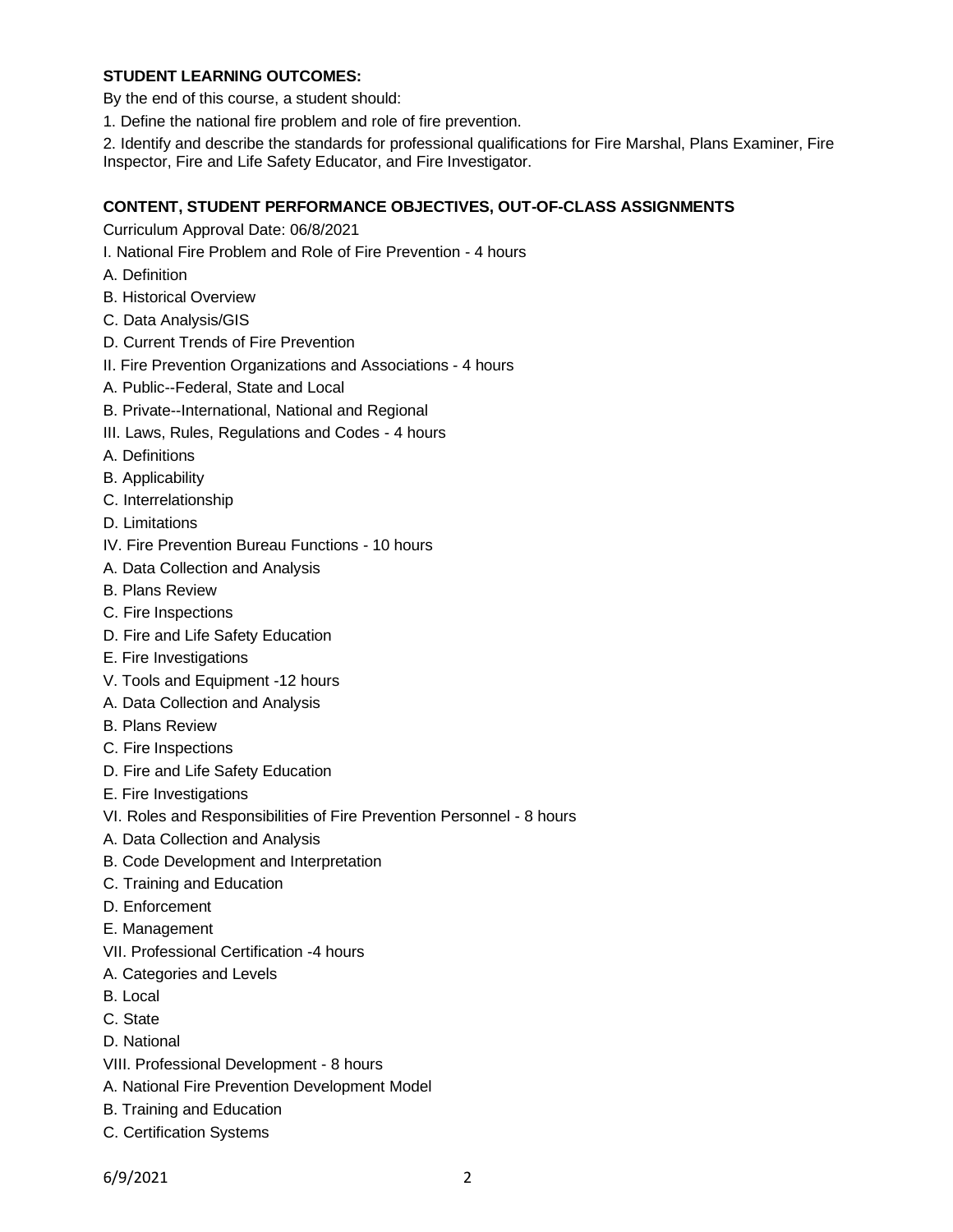**STUDENT LEARNING OUTCOMES:**

By the end of this course, a student should:

1. Define the national fire problem and role of fire prevention.

2. Identify and describe the standards for professional qualifications for Fire Marshal, Plans Examiner, Fire Inspector, Fire and Life Safety Educator, and Fire Investigator.

**CONTENT, STUDENT PERFORMANCE OBJECTIVES, OUT-OF-CLASS ASSIGNMENTS**

Curriculum Approval Date: 06/8/2021

I. National Fire Problem and Role of Fire Prevention - 4 hours

A. Definition

B. Historical Overview

C. Data Analysis/GIS

D. Current Trends of Fire Prevention

II. Fire Prevention Organizations and Associations - 4 hours

A. Public--Federal, State and Local

B. Private--International, National and Regional

III. Laws, Rules, Regulations and Codes - 4 hours

A. Definitions

B. Applicability

C. Interrelationship

D. Limitations

IV. Fire Prevention Bureau Functions - 10 hours

A. Data Collection and Analysis

B. Plans Review

C. Fire Inspections

D. Fire and Life Safety Education

E. Fire Investigations

V. Tools and Equipment -12 hours

A. Data Collection and Analysis

B. Plans Review

C. Fire Inspections

D. Fire and Life Safety Education

E. Fire Investigations

VI. Roles and Responsibilities of Fire Prevention Personnel - 8 hours

A. Data Collection and Analysis

B. Code Development and Interpretation

C. Training and Education

D. Enforcement

E. Management

VII. Professional Certification -4 hours

A. Categories and Levels

B. Local

C. State

D. National

VIII. Professional Development - 8 hours

A. National Fire Prevention Development Model

B. Training and Education

C. Certification Systems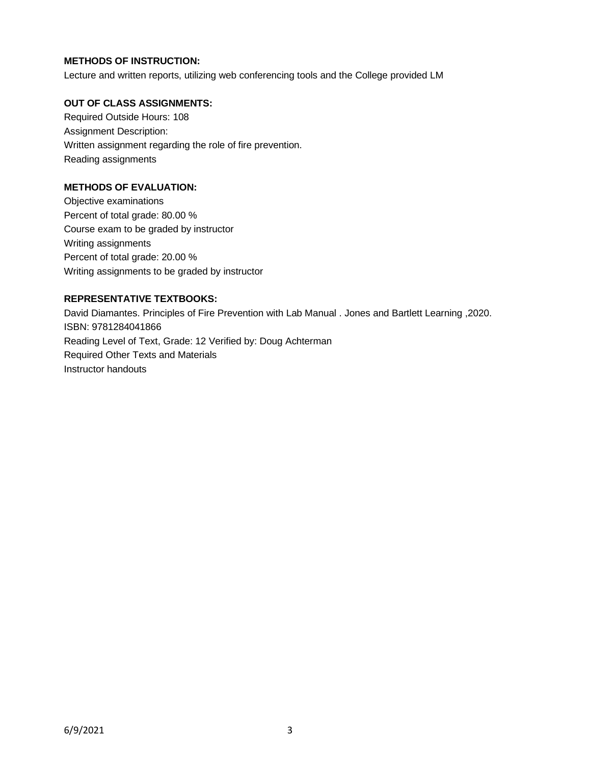**METHODS OF INSTRUCTION:**

Lecture and written reports, utilizing web conferencing tools and the College provided LM

**OUT OF CLASS ASSIGNMENTS:**

Required Outside Hours: 108
Assignment Description:
Written assignment regarding the role of fire prevention.
Reading assignments

**METHODS OF EVALUATION:**

Objective examinations
Percent of total grade: 80.00 %
Course exam to be graded by instructor
Writing assignments
Percent of total grade: 20.00 %
Writing assignments to be graded by instructor

**REPRESENTATIVE TEXTBOOKS:**

David Diamantes. Principles of Fire Prevention with Lab Manual . Jones and Bartlett Learning ,2020.
ISBN: 9781284041866
Reading Level of Text, Grade: 12 Verified by: Doug Achterman
Required Other Texts and Materials
Instructor handouts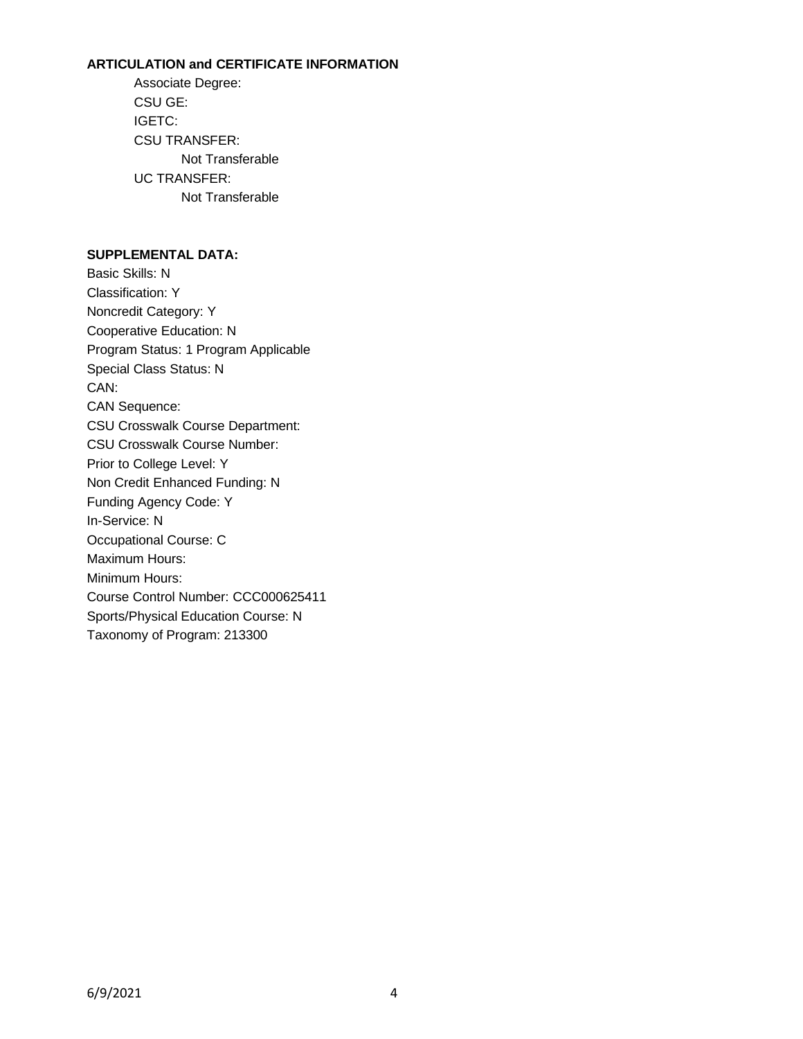**ARTICULATION and CERTIFICATE INFORMATION**

Associate Degree:
CSU GE:
IGETC:
CSU TRANSFER:
Not Transferable
UC TRANSFER:
Not Transferable

**SUPPLEMENTAL DATA:**

Basic Skills: N
Classification: Y
Noncredit Category: Y
Cooperative Education: N
Program Status: 1 Program Applicable
Special Class Status: N
CAN:
CAN Sequence:
CSU Crosswalk Course Department:
CSU Crosswalk Course Number:
Prior to College Level: Y
Non Credit Enhanced Funding: N
Funding Agency Code: Y
In-Service: N
Occupational Course: C
Maximum Hours:
Minimum Hours:
Course Control Number: CCC000625411
Sports/Physical Education Course: N
Taxonomy of Program: 213300